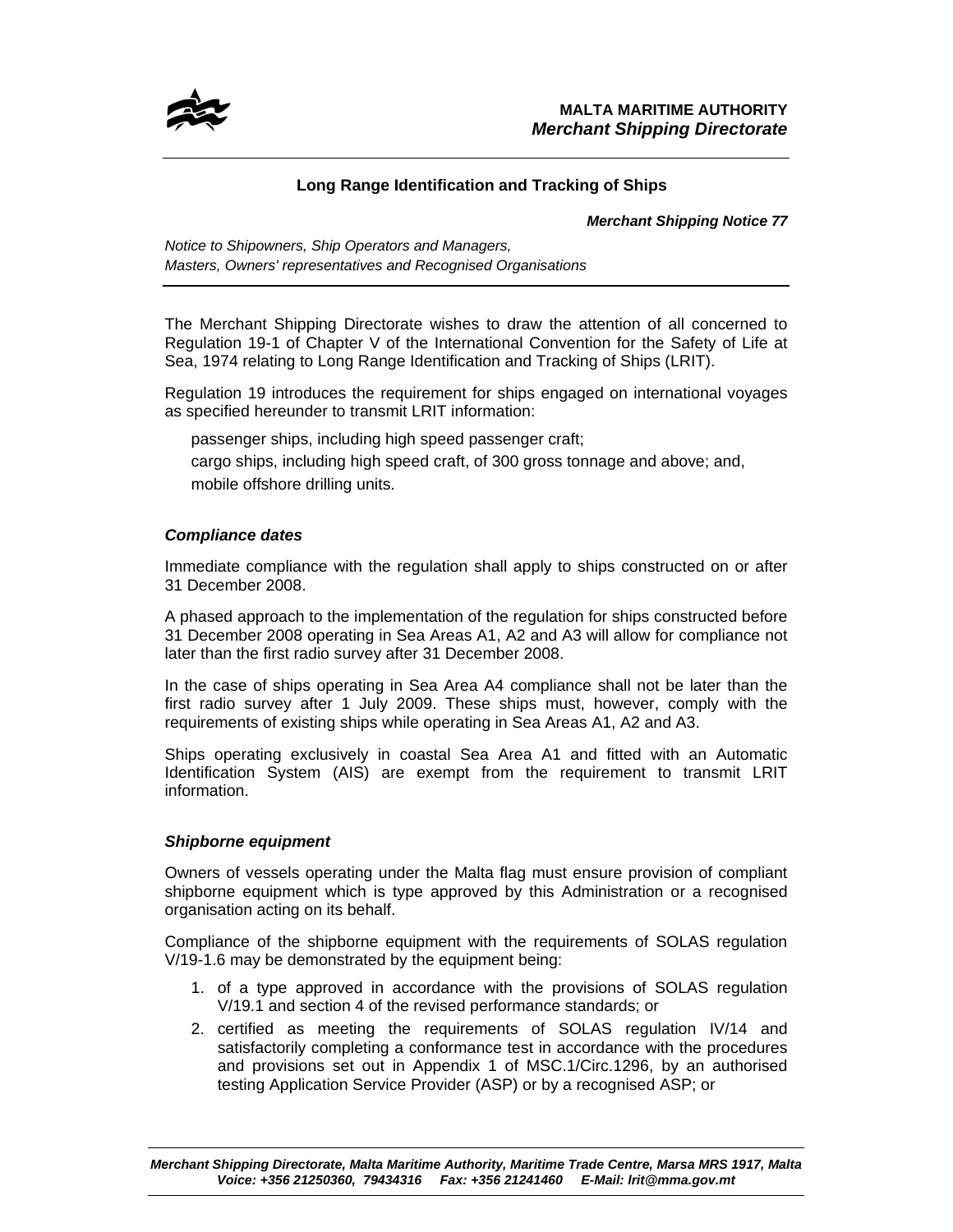**MALTA MARITIME AUTHORITY**
***Merchant Shipping Directorate***

## Long Range Identification and Tracking of Ships

***Merchant Shipping Notice 77***

*Notice to Shipowners, Ship Operators and Managers, Masters, Owners' representatives and Recognised Organisations*

The Merchant Shipping Directorate wishes to draw the attention of all concerned to Regulation 19-1 of Chapter V of the International Convention for the Safety of Life at Sea, 1974 relating to Long Range Identification and Tracking of Ships (LRIT).

Regulation 19 introduces the requirement for ships engaged on international voyages as specified hereunder to transmit LRIT information:

passenger ships, including high speed passenger craft;

cargo ships, including high speed craft, of 300 gross tonnage and above; and,

mobile offshore drilling units.

### *Compliance dates*

Immediate compliance with the regulation shall apply to ships constructed on or after 31 December 2008.

A phased approach to the implementation of the regulation for ships constructed before 31 December 2008 operating in Sea Areas A1, A2 and A3 will allow for compliance not later than the first radio survey after 31 December 2008.

In the case of ships operating in Sea Area A4 compliance shall not be later than the first radio survey after 1 July 2009. These ships must, however, comply with the requirements of existing ships while operating in Sea Areas A1, A2 and A3.

Ships operating exclusively in coastal Sea Area A1 and fitted with an Automatic Identification System (AIS) are exempt from the requirement to transmit LRIT information.

### *Shipborne equipment*

Owners of vessels operating under the Malta flag must ensure provision of compliant shipborne equipment which is type approved by this Administration or a recognised organisation acting on its behalf.

Compliance of the shipborne equipment with the requirements of SOLAS regulation V/19-1.6 may be demonstrated by the equipment being:

1. of a type approved in accordance with the provisions of SOLAS regulation V/19.1 and section 4 of the revised performance standards; or
2. certified as meeting the requirements of SOLAS regulation IV/14 and satisfactorily completing a conformance test in accordance with the procedures and provisions set out in Appendix 1 of MSC.1/Circ.1296, by an authorised testing Application Service Provider (ASP) or by a recognised ASP; or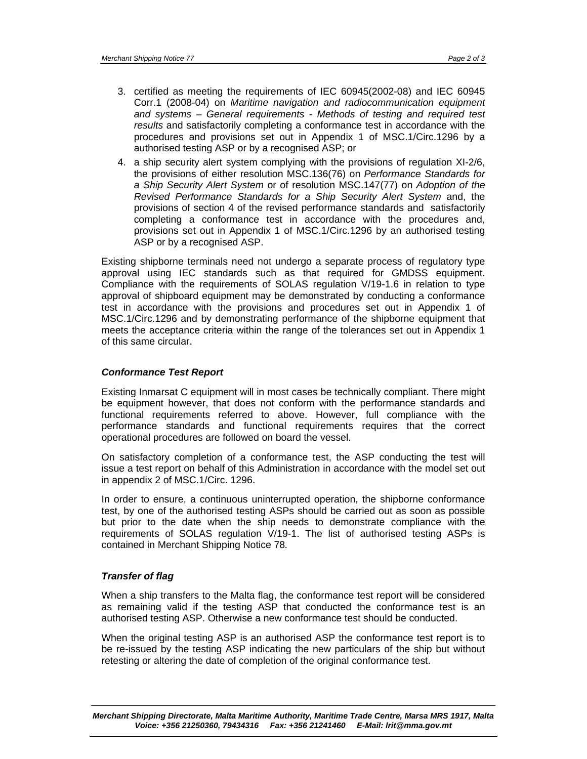3. certified as meeting the requirements of IEC 60945(2002-08) and IEC 60945 Corr.1 (2008-04) on *Maritime navigation and radiocommunication equipment and systems – General requirements - Methods of testing and required test results* and satisfactorily completing a conformance test in accordance with the procedures and provisions set out in Appendix 1 of MSC.1/Circ.1296 by a authorised testing ASP or by a recognised ASP; or
4. a ship security alert system complying with the provisions of regulation XI-2/6, the provisions of either resolution MSC.136(76) on *Performance Standards for a Ship Security Alert System* or of resolution MSC.147(77) on *Adoption of the Revised Performance Standards for a Ship Security Alert System* and, the provisions of section 4 of the revised performance standards and satisfactorily completing a conformance test in accordance with the procedures and, provisions set out in Appendix 1 of MSC.1/Circ.1296 by an authorised testing ASP or by a recognised ASP.

Existing shipborne terminals need not undergo a separate process of regulatory type approval using IEC standards such as that required for GMDSS equipment. Compliance with the requirements of SOLAS regulation V/19-1.6 in relation to type approval of shipboard equipment may be demonstrated by conducting a conformance test in accordance with the provisions and procedures set out in Appendix 1 of MSC.1/Circ.1296 and by demonstrating performance of the shipborne equipment that meets the acceptance criteria within the range of the tolerances set out in Appendix 1 of this same circular.

### *Conformance Test Report*

Existing Inmarsat C equipment will in most cases be technically compliant. There might be equipment however, that does not conform with the performance standards and functional requirements referred to above. However, full compliance with the performance standards and functional requirements requires that the correct operational procedures are followed on board the vessel.

On satisfactory completion of a conformance test, the ASP conducting the test will issue a test report on behalf of this Administration in accordance with the model set out in appendix 2 of MSC.1/Circ. 1296.

In order to ensure, a continuous uninterrupted operation, the shipborne conformance test, by one of the authorised testing ASPs should be carried out as soon as possible but prior to the date when the ship needs to demonstrate compliance with the requirements of SOLAS regulation V/19-1. The list of authorised testing ASPs is contained in Merchant Shipping Notice 78.

### *Transfer of flag*

When a ship transfers to the Malta flag, the conformance test report will be considered as remaining valid if the testing ASP that conducted the conformance test is an authorised testing ASP. Otherwise a new conformance test should be conducted.

When the original testing ASP is an authorised ASP the conformance test report is to be re-issued by the testing ASP indicating the new particulars of the ship but without retesting or altering the date of completion of the original conformance test.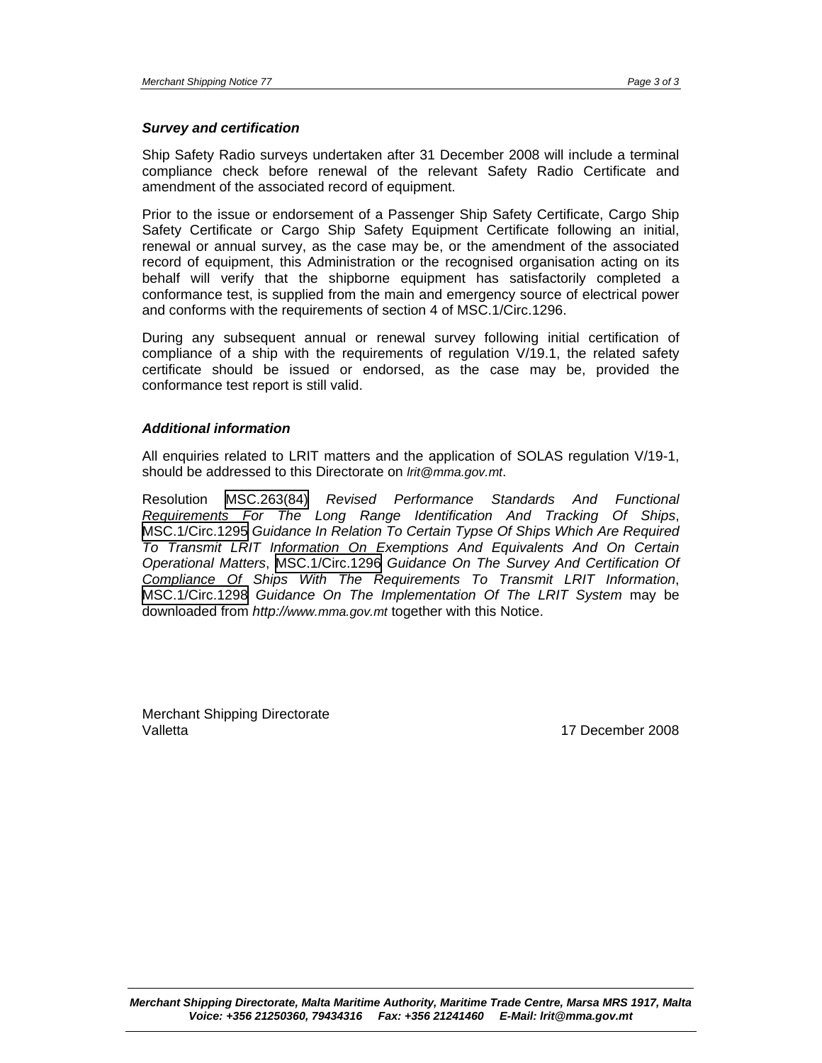### *Survey and certification*

Ship Safety Radio surveys undertaken after 31 December 2008 will include a terminal compliance check before renewal of the relevant Safety Radio Certificate and amendment of the associated record of equipment.

Prior to the issue or endorsement of a Passenger Ship Safety Certificate, Cargo Ship Safety Certificate or Cargo Ship Safety Equipment Certificate following an initial, renewal or annual survey, as the case may be, or the amendment of the associated record of equipment, this Administration or the recognised organisation acting on its behalf will verify that the shipborne equipment has satisfactorily completed a conformance test, is supplied from the main and emergency source of electrical power and conforms with the requirements of section 4 of MSC.1/Circ.1296.

During any subsequent annual or renewal survey following initial certification of compliance of a ship with the requirements of regulation V/19.1, the related safety certificate should be issued or endorsed, as the case may be, provided the conformance test report is still valid.

### *Additional information*

All enquiries related to LRIT matters and the application of SOLAS regulation V/19-1, should be addressed to this Directorate on *lrit@mma.gov.mt*.

Resolution MSC.263(84) *Revised Performance Standards And Functional Requirements For The Long Range Identification And Tracking Of Ships*, MSC.1/Circ.1295 *Guidance In Relation To Certain Typse Of Ships Which Are Required To Transmit LRIT Information On Exemptions And Equivalents And On Certain Operational Matters*, MSC.1/Circ.1296 *Guidance On The Survey And Certification Of Compliance Of Ships With The Requirements To Transmit LRIT Information*, MSC.1/Circ.1298 *Guidance On The Implementation Of The LRIT System* may be downloaded from *http://www.mma.gov.mt* together with this Notice.

Merchant Shipping Directorate
Valletta

17 December 2008

***Merchant Shipping Directorate, Malta Maritime Authority, Maritime Trade Centre, Marsa MRS 1917, Malta***
***Voice: +356 21250360, 79434316 Fax: +356 21241460 E-Mail: lrit@mma.gov.mt***